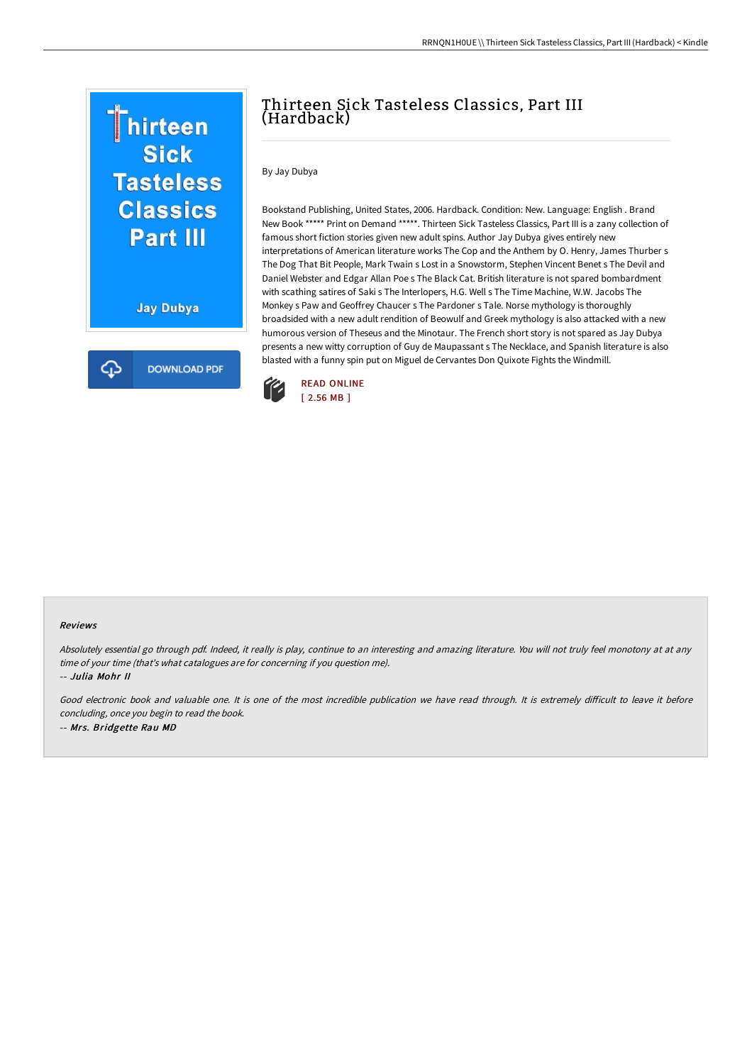# Thirteen Sick Tasteless Classics, Part III (Hardback)

By Jay Dubya

Bookstand Publishing, United States, 2006. Hardback. Condition: New. Language: English . Brand New Book ***** Print on Demand *****. Thirteen Sick Tasteless Classics, Part III is a zany collection of famous short fiction stories given new adult spins. Author Jay Dubya gives entirely new interpretations of American literature works The Cop and the Anthem by O. Henry, James Thurber s The Dog That Bit People, Mark Twain s Lost in a Snowstorm, Stephen Vincent Benet s The Devil and Daniel Webster and Edgar Allan Poe s The Black Cat. British literature is not spared bombardment with scathing satires of Saki s The Interlopers, H.G. Well s The Time Machine, W.W. Jacobs The Monkey s Paw and Geoffrey Chaucer s The Pardoner s Tale. Norse mythology is thoroughly broadsided with a new adult rendition of Beowulf and Greek mythology is also attacked with a new humorous version of Theseus and the Minotaur. The French short story is not spared as Jay Dubya presents a new witty corruption of Guy de Maupassant s The Necklace, and Spanish literature is also blasted with a funny spin put on Miguel de Cervantes Don Quixote Fights the Windmill.

READ ONLINE
[ 2.56 MB ]

DOWNLOAD PDF

### Reviews

*Absolutely essential go through pdf. Indeed, it really is play, continue to an interesting and amazing literature. You will not truly feel monotony at at any time of your time (that's what catalogues are for concerning if you question me).*

*-- Julia Mohr II*

*Good electronic book and valuable one. It is one of the most incredible publication we have read through. It is extremely difficult to leave it before concluding, once you begin to read the book.*

*-- Mrs. Bridgette Rau MD*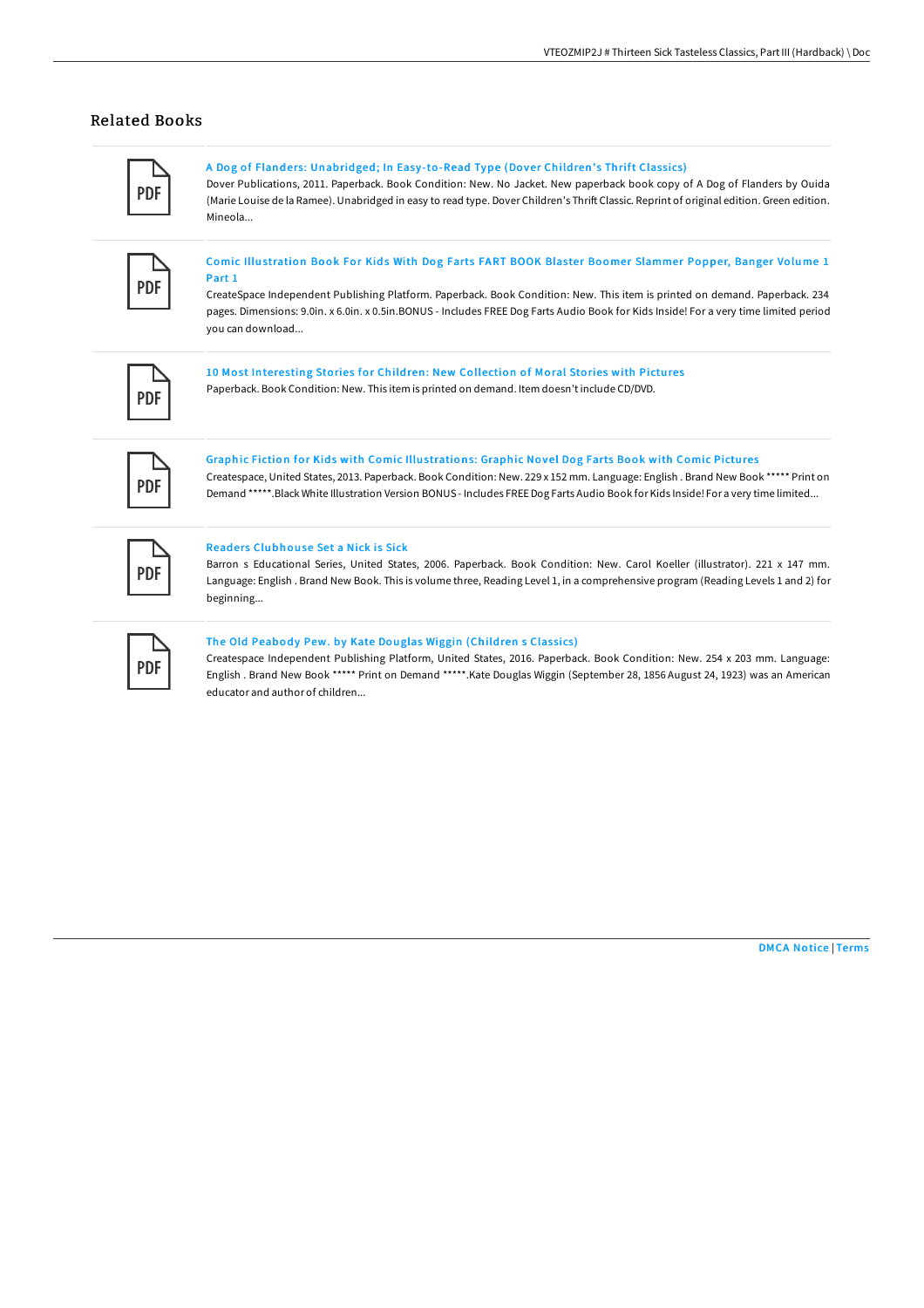## Related Books

**A Dog of Flanders: Unabridged; In Easy-to-Read Type (Dover Children's Thrift Classics)**

Dover Publications, 2011. Paperback. Book Condition: New. No Jacket. New paperback book copy of A Dog of Flanders by Ouida (Marie Louise de la Ramee). Unabridged in easy to read type. Dover Children's Thrift Classic. Reprint of original edition. Green edition. Mineola...

**Comic Illustration Book For Kids With Dog Farts FART BOOK Blaster Boomer Slammer Popper, Banger Volume 1 Part 1**

CreateSpace Independent Publishing Platform. Paperback. Book Condition: New. This item is printed on demand. Paperback. 234 pages. Dimensions: 9.0in. x 6.0in. x 0.5in.BONUS - Includes FREE Dog Farts Audio Book for Kids Inside! For a very time limited period you can download...

**10 Most Interesting Stories for Children: New Collection of Moral Stories with Pictures**

Paperback. Book Condition: New. This item is printed on demand. Item doesn't include CD/DVD.

**Graphic Fiction for Kids with Comic Illustrations: Graphic Novel Dog Farts Book with Comic Pictures**

Createspace, United States, 2013. Paperback. Book Condition: New. 229 x 152 mm. Language: English . Brand New Book ***** Print on Demand *****.Black White Illustration Version BONUS - Includes FREE Dog Farts Audio Book for Kids Inside! For a very time limited...

**Readers Clubhouse Set a Nick is Sick**

Barron s Educational Series, United States, 2006. Paperback. Book Condition: New. Carol Koeller (illustrator). 221 x 147 mm. Language: English . Brand New Book. This is volume three, Reading Level 1, in a comprehensive program (Reading Levels 1 and 2) for beginning...

**The Old Peabody Pew. by Kate Douglas Wiggin (Children s Classics)**

Createspace Independent Publishing Platform, United States, 2016. Paperback. Book Condition: New. 254 x 203 mm. Language: English . Brand New Book ***** Print on Demand *****.Kate Douglas Wiggin (September 28, 1856 August 24, 1923) was an American educator and author of children...